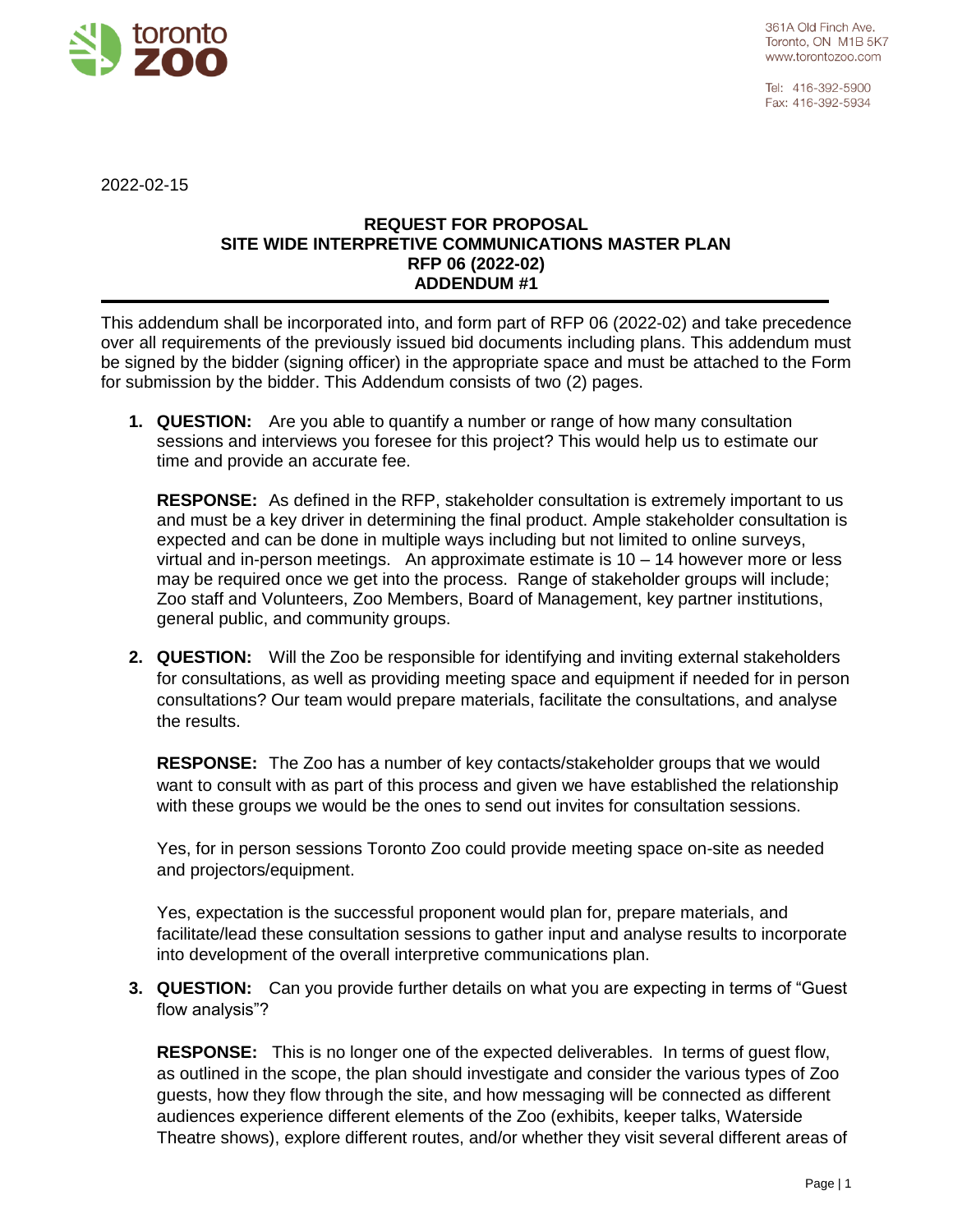toronto **ZOO**

361A Old Finch Ave.
Toronto, ON M1B 5K7
www.torontozoo.com

Tel: 416-392-5900
Fax: 416-392-5934

2022-02-15

**REQUEST FOR PROPOSAL**
**SITE WIDE INTERPRETIVE COMMUNICATIONS MASTER PLAN**
**RFP 06 (2022-02)**
**ADDENDUM #1**

---

This addendum shall be incorporated into, and form part of RFP 06 (2022-02) and take precedence over all requirements of the previously issued bid documents including plans. This addendum must be signed by the bidder (signing officer) in the appropriate space and must be attached to the Form for submission by the bidder. This Addendum consists of two (2) pages.

1. **QUESTION:** Are you able to quantify a number or range of how many consultation sessions and interviews you foresee for this project? This would help us to estimate our time and provide an accurate fee.

   **RESPONSE:** As defined in the RFP, stakeholder consultation is extremely important to us and must be a key driver in determining the final product. Ample stakeholder consultation is expected and can be done in multiple ways including but not limited to online surveys, virtual and in-person meetings. An approximate estimate is 10 – 14 however more or less may be required once we get into the process. Range of stakeholder groups will include; Zoo staff and Volunteers, Zoo Members, Board of Management, key partner institutions, general public, and community groups.

2. **QUESTION:** Will the Zoo be responsible for identifying and inviting external stakeholders for consultations, as well as providing meeting space and equipment if needed for in person consultations? Our team would prepare materials, facilitate the consultations, and analyse the results.

   **RESPONSE:** The Zoo has a number of key contacts/stakeholder groups that we would want to consult with as part of this process and given we have established the relationship with these groups we would be the ones to send out invites for consultation sessions.

   Yes, for in person sessions Toronto Zoo could provide meeting space on-site as needed and projectors/equipment.

   Yes, expectation is the successful proponent would plan for, prepare materials, and facilitate/lead these consultation sessions to gather input and analyse results to incorporate into development of the overall interpretive communications plan.

3. **QUESTION:** Can you provide further details on what you are expecting in terms of "Guest flow analysis"?

   **RESPONSE:** This is no longer one of the expected deliverables. In terms of guest flow, as outlined in the scope, the plan should investigate and consider the various types of Zoo guests, how they flow through the site, and how messaging will be connected as different audiences experience different elements of the Zoo (exhibits, keeper talks, Waterside Theatre shows), explore different routes, and/or whether they visit several different areas of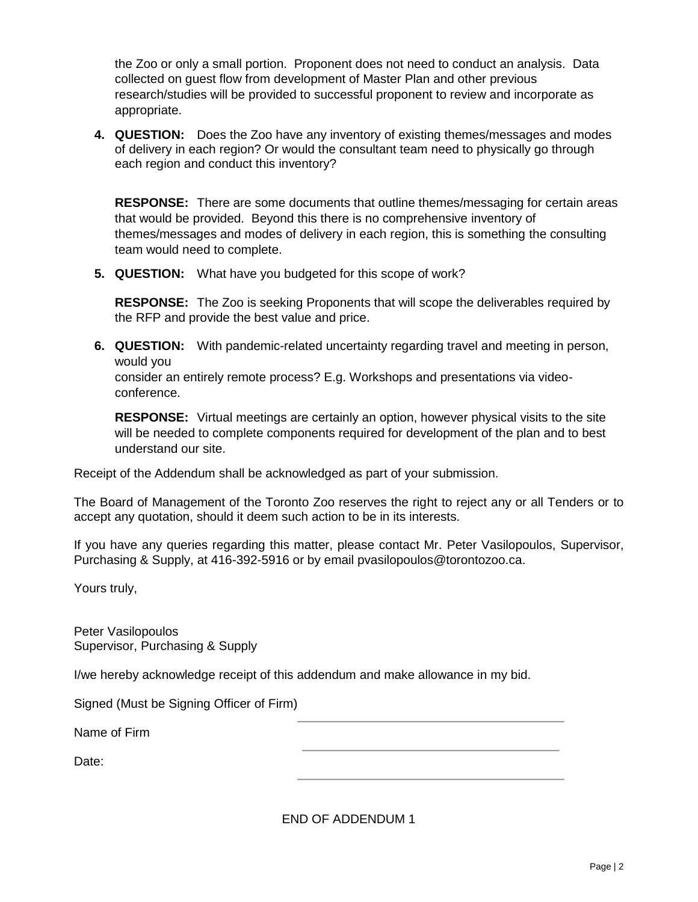the Zoo or only a small portion. Proponent does not need to conduct an analysis. Data collected on guest flow from development of Master Plan and other previous research/studies will be provided to successful proponent to review and incorporate as appropriate.

4. **QUESTION:** Does the Zoo have any inventory of existing themes/messages and modes of delivery in each region? Or would the consultant team need to physically go through each region and conduct this inventory?

   **RESPONSE:** There are some documents that outline themes/messaging for certain areas that would be provided. Beyond this there is no comprehensive inventory of themes/messages and modes of delivery in each region, this is something the consulting team would need to complete.

5. **QUESTION:** What have you budgeted for this scope of work?

   **RESPONSE:** The Zoo is seeking Proponents that will scope the deliverables required by the RFP and provide the best value and price.

6. **QUESTION:** With pandemic-related uncertainty regarding travel and meeting in person, would you
   consider an entirely remote process? E.g. Workshops and presentations via video-conference.

   **RESPONSE:** Virtual meetings are certainly an option, however physical visits to the site will be needed to complete components required for development of the plan and to best understand our site.

Receipt of the Addendum shall be acknowledged as part of your submission.

The Board of Management of the Toronto Zoo reserves the right to reject any or all Tenders or to accept any quotation, should it deem such action to be in its interests.

If you have any queries regarding this matter, please contact Mr. Peter Vasilopoulos, Supervisor, Purchasing & Supply, at 416-392-5916 or by email pvasilopoulos@torontozoo.ca.

Yours truly,

Peter Vasilopoulos
Supervisor, Purchasing & Supply

I/we hereby acknowledge receipt of this addendum and make allowance in my bid.

Signed (Must be Signing Officer of Firm) ______________________________

Name of Firm ______________________________

Date: ______________________________

END OF ADDENDUM 1